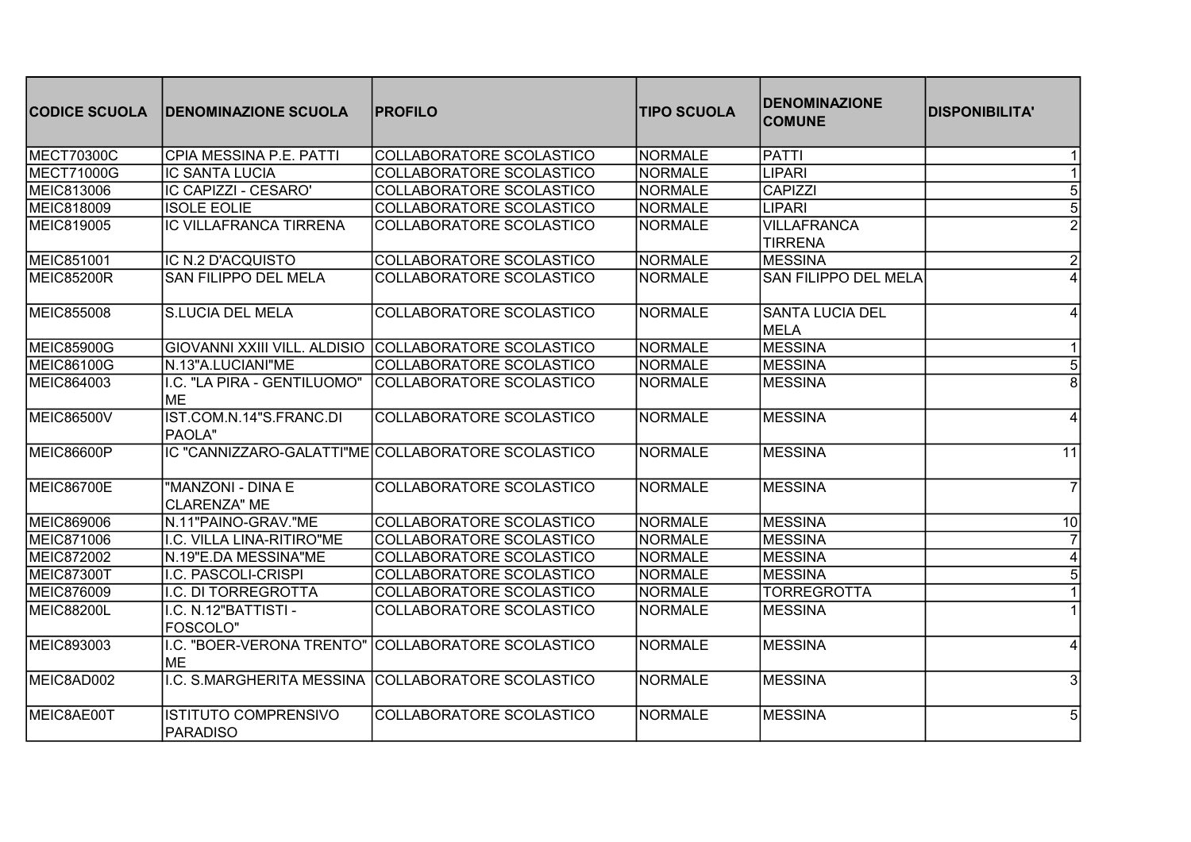| CODICE SCUOLA | DENOMINAZIONE SCUOLA | PROFILO | TIPO SCUOLA | DENOMINAZIONE COMUNE | DISPONIBILITA' |
|---|---|---|---|---|---|
| MECT70300C | CPIA MESSINA P.E. PATTI | COLLABORATORE SCOLASTICO | NORMALE | PATTI | 1 |
| MECT71000G | IC SANTA LUCIA | COLLABORATORE SCOLASTICO | NORMALE | LIPARI | 1 |
| MEIC813006 | IC CAPIZZI - CESARO' | COLLABORATORE SCOLASTICO | NORMALE | CAPIZZI | 5 |
| MEIC818009 | ISOLE EOLIE | COLLABORATORE SCOLASTICO | NORMALE | LIPARI | 5 |
| MEIC819005 | IC VILLAFRANCA TIRRENA | COLLABORATORE SCOLASTICO | NORMALE | VILLAFRANCA TIRRENA | 2 |
| MEIC851001 | IC N.2 D'ACQUISTO | COLLABORATORE SCOLASTICO | NORMALE | MESSINA | 2 |
| MEIC85200R | SAN FILIPPO DEL MELA | COLLABORATORE SCOLASTICO | NORMALE | SAN FILIPPO DEL MELA | 4 |
| MEIC855008 | S.LUCIA DEL MELA | COLLABORATORE SCOLASTICO | NORMALE | SANTA LUCIA DEL MELA | 4 |
| MEIC85900G | GIOVANNI XXIII VILL. ALDISIO | COLLABORATORE SCOLASTICO | NORMALE | MESSINA | 1 |
| MEIC86100G | N.13"A.LUCIANI"ME | COLLABORATORE SCOLASTICO | NORMALE | MESSINA | 5 |
| MEIC864003 | I.C. "LA PIRA - GENTILUOMO" ME | COLLABORATORE SCOLASTICO | NORMALE | MESSINA | 8 |
| MEIC86500V | IST.COM.N.14"S.FRANC.DI PAOLA" | COLLABORATORE SCOLASTICO | NORMALE | MESSINA | 4 |
| MEIC86600P | IC "CANNIZZARO-GALATTI"ME | COLLABORATORE SCOLASTICO | NORMALE | MESSINA | 11 |
| MEIC86700E | "MANZONI - DINA E CLARENZA" ME | COLLABORATORE SCOLASTICO | NORMALE | MESSINA | 7 |
| MEIC869006 | N.11"PAINO-GRAV."ME | COLLABORATORE SCOLASTICO | NORMALE | MESSINA | 10 |
| MEIC871006 | I.C. VILLA LINA-RITIRO"ME | COLLABORATORE SCOLASTICO | NORMALE | MESSINA | 7 |
| MEIC872002 | N.19"E.DA MESSINA"ME | COLLABORATORE SCOLASTICO | NORMALE | MESSINA | 4 |
| MEIC87300T | I.C. PASCOLI-CRISPI | COLLABORATORE SCOLASTICO | NORMALE | MESSINA | 5 |
| MEIC876009 | I.C. DI TORREGROTTA | COLLABORATORE SCOLASTICO | NORMALE | TORREGROTTA | 1 |
| MEIC88200L | I.C. N.12"BATTISTI - FOSCOLO" | COLLABORATORE SCOLASTICO | NORMALE | MESSINA | 1 |
| MEIC893003 | I.C. "BOER-VERONA TRENTO" ME | COLLABORATORE SCOLASTICO | NORMALE | MESSINA | 4 |
| MEIC8AD002 | I.C. S.MARGHERITA MESSINA | COLLABORATORE SCOLASTICO | NORMALE | MESSINA | 3 |
| MEIC8AE00T | ISTITUTO COMPRENSIVO PARADISO | COLLABORATORE SCOLASTICO | NORMALE | MESSINA | 5 |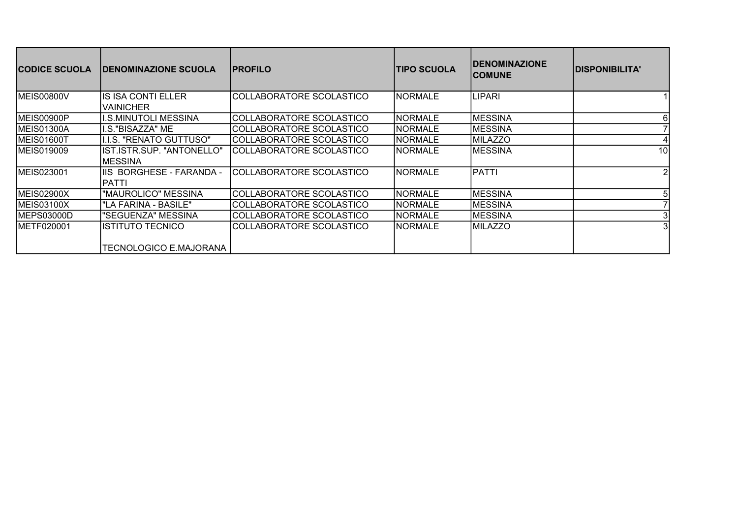| CODICE SCUOLA | DENOMINAZIONE SCUOLA | PROFILO | TIPO SCUOLA | DENOMINAZIONE COMUNE | DISPONIBILITA' |
|---|---|---|---|---|---|
| MEIS00800V | IS ISA CONTI ELLER VAINICHER | COLLABORATORE SCOLASTICO | NORMALE | LIPARI | 1 |
| MEIS00900P | I.S.MINUTOLI MESSINA | COLLABORATORE SCOLASTICO | NORMALE | MESSINA | 6 |
| MEIS01300A | I.S."BISAZZA" ME | COLLABORATORE SCOLASTICO | NORMALE | MESSINA | 7 |
| MEIS01600T | I.I.S. "RENATO GUTTUSO" | COLLABORATORE SCOLASTICO | NORMALE | MILAZZO | 4 |
| MEIS019009 | IST.ISTR.SUP. "ANTONELLO" MESSINA | COLLABORATORE SCOLASTICO | NORMALE | MESSINA | 10 |
| MEIS023001 | IIS BORGHESE - FARANDA - PATTI | COLLABORATORE SCOLASTICO | NORMALE | PATTI | 2 |
| MEIS02900X | "MAUROLICO" MESSINA | COLLABORATORE SCOLASTICO | NORMALE | MESSINA | 5 |
| MEIS03100X | "LA FARINA - BASILE" | COLLABORATORE SCOLASTICO | NORMALE | MESSINA | 7 |
| MEPS03000D | "SEGUENZA" MESSINA | COLLABORATORE SCOLASTICO | NORMALE | MESSINA | 3 |
| METF020001 | ISTITUTO TECNICO TECNOLOGICO E.MAJORANA | COLLABORATORE SCOLASTICO | NORMALE | MILAZZO | 3 |